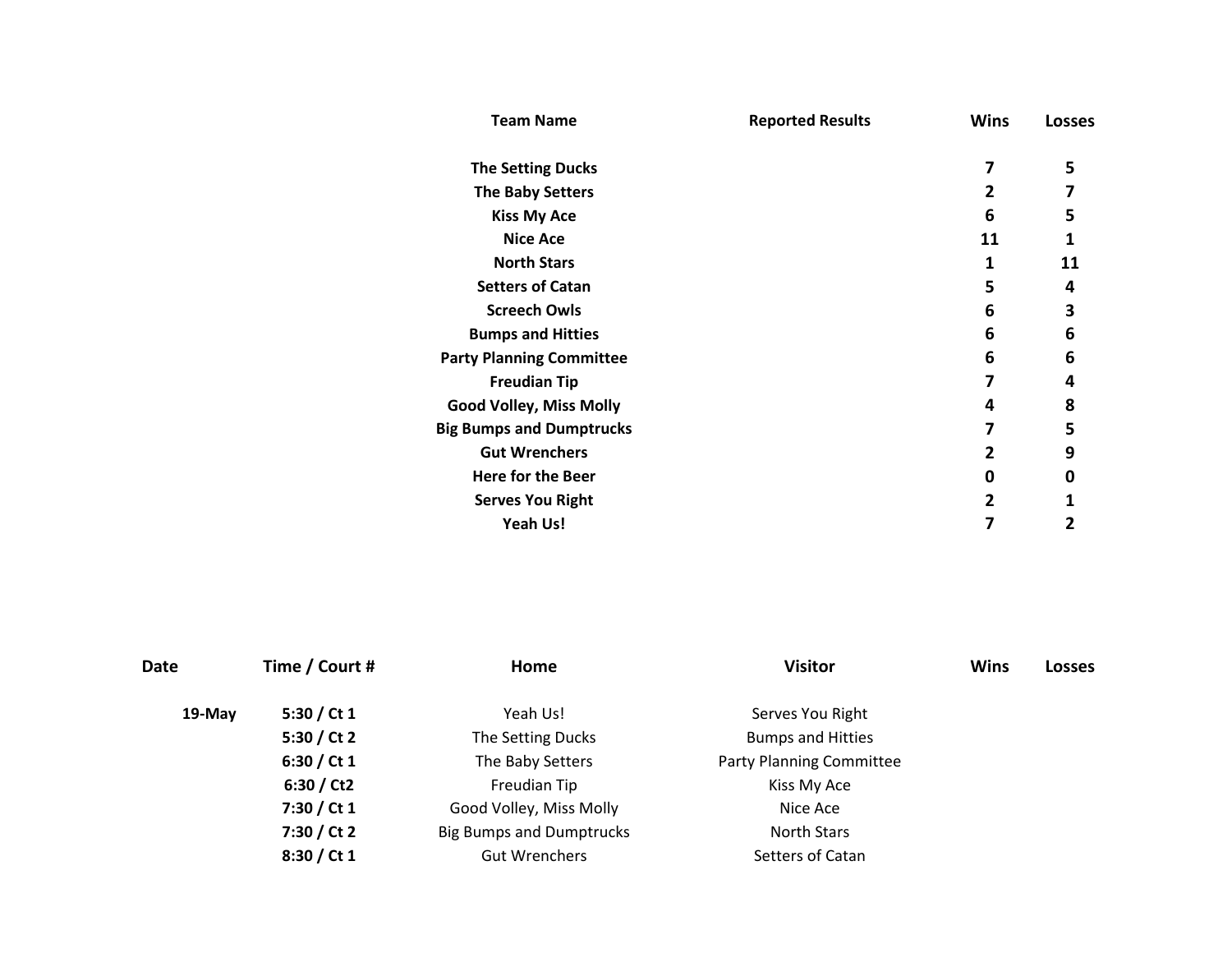| Team Name | Reported Results | Wins | Losses |
|---|---|---|---|
| **The Setting Ducks** | | **7** | **5** |
| **The Baby Setters** | | **2** | **7** |
| **Kiss My Ace** | | **6** | **5** |
| **Nice Ace** | | **11** | **1** |
| **North Stars** | | **1** | **11** |
| **Setters of Catan** | | **5** | **4** |
| **Screech Owls** | | **6** | **3** |
| **Bumps and Hitties** | | **6** | **6** |
| **Party Planning Committee** | | **6** | **6** |
| **Freudian Tip** | | **7** | **4** |
| **Good Volley, Miss Molly** | | **4** | **8** |
| **Big Bumps and Dumptrucks** | | **7** | **5** |
| **Gut Wrenchers** | | **2** | **9** |
| **Here for the Beer** | | **0** | **0** |
| **Serves You Right** | | **2** | **1** |
| **Yeah Us!** | | **7** | **2** |

| Date | Time / Court # | Home | Visitor | Wins | Losses |
|---|---|---|---|---|---|
| **19-May** | **5:30 / Ct 1** | Yeah Us! | Serves You Right | | |
| | **5:30 / Ct 2** | The Setting Ducks | Bumps and Hitties | | |
| | **6:30 / Ct 1** | The Baby Setters | Party Planning Committee | | |
| | **6:30 / Ct2** | Freudian Tip | Kiss My Ace | | |
| | **7:30 / Ct 1** | Good Volley, Miss Molly | Nice Ace | | |
| | **7:30 / Ct 2** | Big Bumps and Dumptrucks | North Stars | | |
| | **8:30 / Ct 1** | Gut Wrenchers | Setters of Catan | | |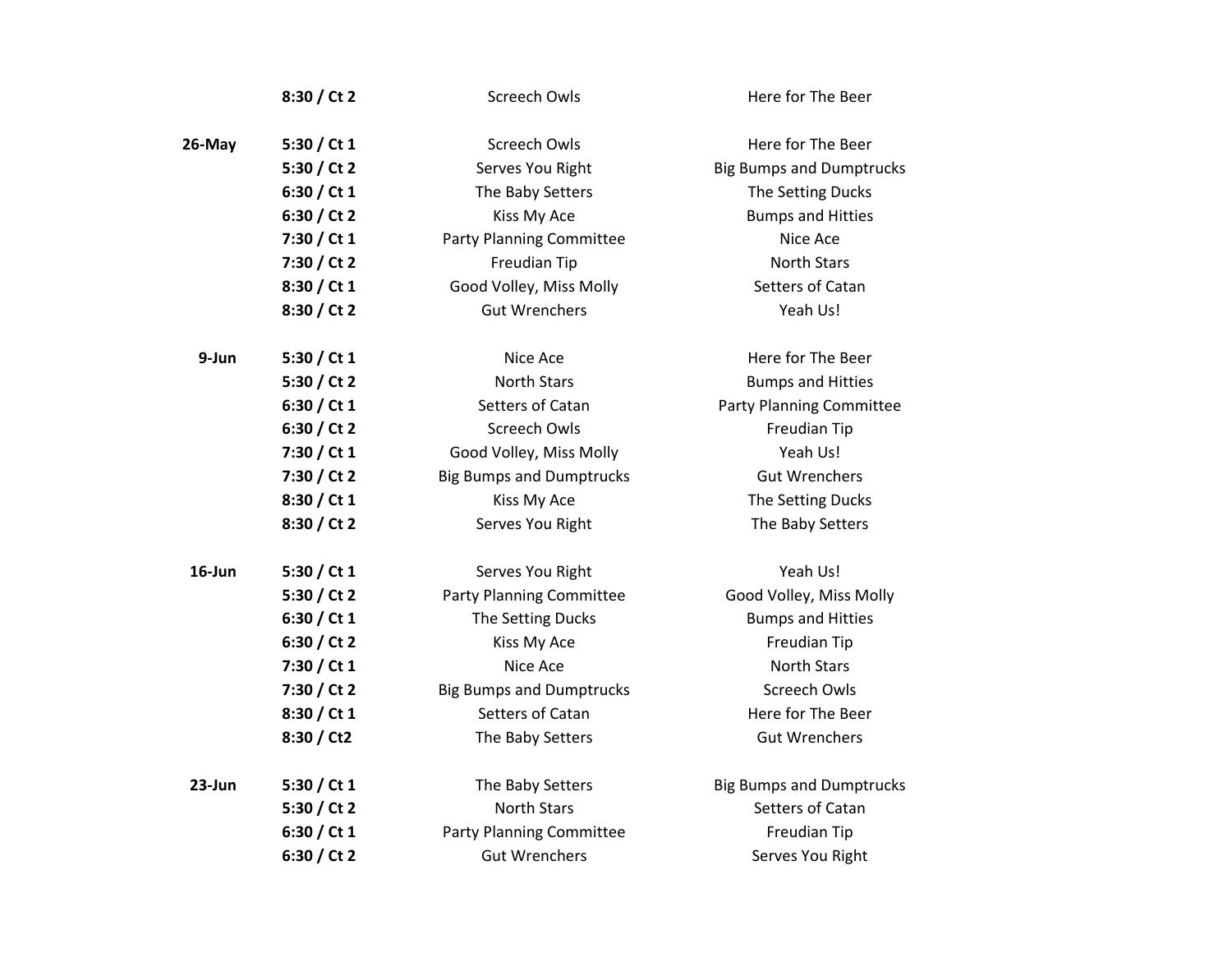| | | | |
|---|---|---|---|
| | 8:30 / Ct 2 | Screech Owls | Here for The Beer |
| **26-May** | **5:30 / Ct 1** | Screech Owls | Here for The Beer |
| | **5:30 / Ct 2** | Serves You Right | Big Bumps and Dumptrucks |
| | **6:30 / Ct 1** | The Baby Setters | The Setting Ducks |
| | **6:30 / Ct 2** | Kiss My Ace | Bumps and Hitties |
| | **7:30 / Ct 1** | Party Planning Committee | Nice Ace |
| | **7:30 / Ct 2** | Freudian Tip | North Stars |
| | **8:30 / Ct 1** | Good Volley, Miss Molly | Setters of Catan |
| | **8:30 / Ct 2** | Gut Wrenchers | Yeah Us! |
| **9-Jun** | **5:30 / Ct 1** | Nice Ace | Here for The Beer |
| | **5:30 / Ct 2** | North Stars | Bumps and Hitties |
| | **6:30 / Ct 1** | Setters of Catan | Party Planning Committee |
| | **6:30 / Ct 2** | Screech Owls | Freudian Tip |
| | **7:30 / Ct 1** | Good Volley, Miss Molly | Yeah Us! |
| | **7:30 / Ct 2** | Big Bumps and Dumptrucks | Gut Wrenchers |
| | **8:30 / Ct 1** | Kiss My Ace | The Setting Ducks |
| | **8:30 / Ct 2** | Serves You Right | The Baby Setters |
| **16-Jun** | **5:30 / Ct 1** | Serves You Right | Yeah Us! |
| | **5:30 / Ct 2** | Party Planning Committee | Good Volley, Miss Molly |
| | **6:30 / Ct 1** | The Setting Ducks | Bumps and Hitties |
| | **6:30 / Ct 2** | Kiss My Ace | Freudian Tip |
| | **7:30 / Ct 1** | Nice Ace | North Stars |
| | **7:30 / Ct 2** | Big Bumps and Dumptrucks | Screech Owls |
| | **8:30 / Ct 1** | Setters of Catan | Here for The Beer |
| | **8:30 / Ct2** | The Baby Setters | Gut Wrenchers |
| **23-Jun** | **5:30 / Ct 1** | The Baby Setters | Big Bumps and Dumptrucks |
| | **5:30 / Ct 2** | North Stars | Setters of Catan |
| | **6:30 / Ct 1** | Party Planning Committee | Freudian Tip |
| | **6:30 / Ct 2** | Gut Wrenchers | Serves You Right |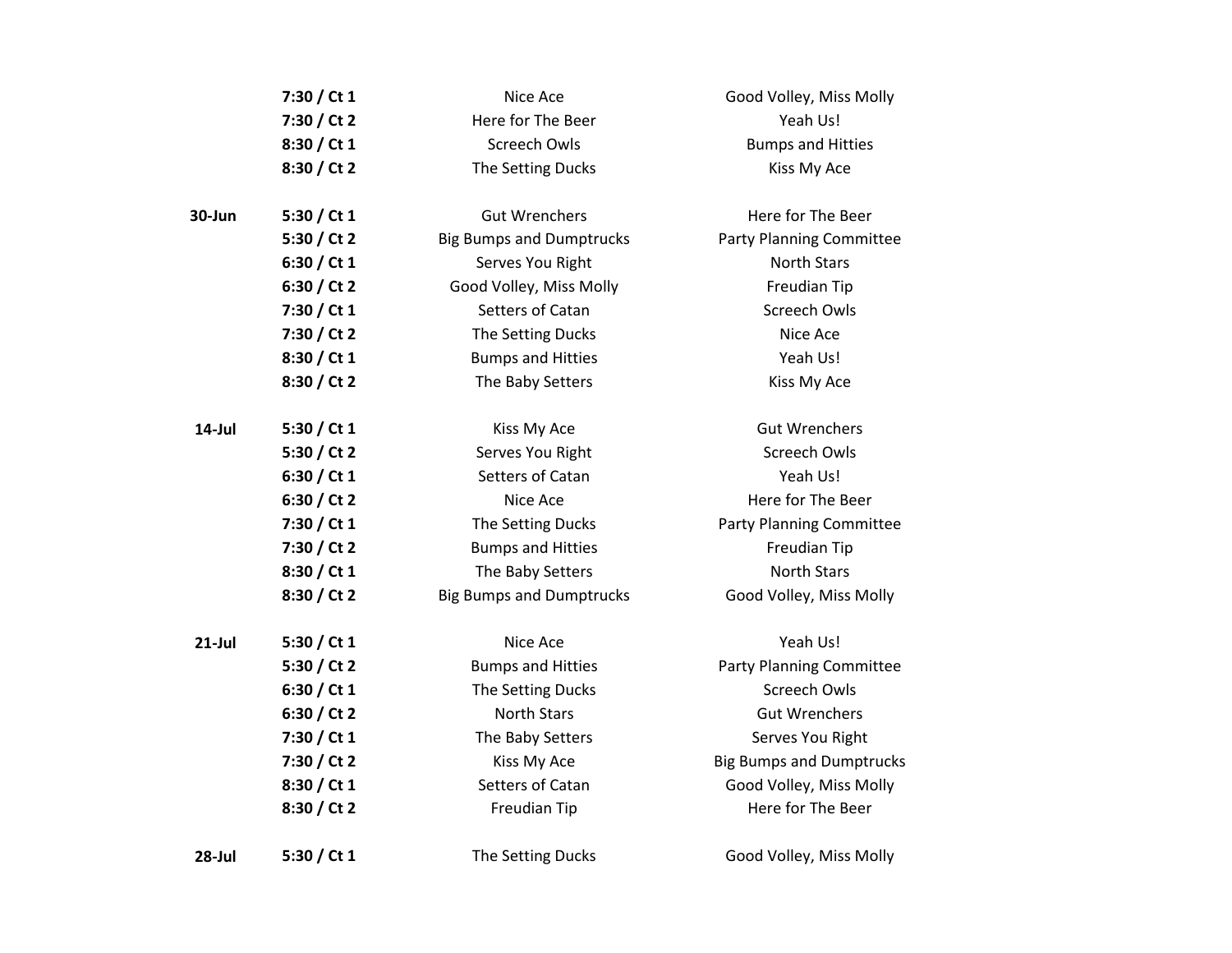| | | | |
|---|---|---|---|
| | **7:30 / Ct 1** | Nice Ace | Good Volley, Miss Molly |
| | **7:30 / Ct 2** | Here for The Beer | Yeah Us! |
| | **8:30 / Ct 1** | Screech Owls | Bumps and Hitties |
| | **8:30 / Ct 2** | The Setting Ducks | Kiss My Ace |
| | | | |
| **30-Jun** | **5:30 / Ct 1** | Gut Wrenchers | Here for The Beer |
| | **5:30 / Ct 2** | Big Bumps and Dumptrucks | Party Planning Committee |
| | **6:30 / Ct 1** | Serves You Right | North Stars |
| | **6:30 / Ct 2** | Good Volley, Miss Molly | Freudian Tip |
| | **7:30 / Ct 1** | Setters of Catan | Screech Owls |
| | **7:30 / Ct 2** | The Setting Ducks | Nice Ace |
| | **8:30 / Ct 1** | Bumps and Hitties | Yeah Us! |
| | **8:30 / Ct 2** | The Baby Setters | Kiss My Ace |
| | | | |
| **14-Jul** | **5:30 / Ct 1** | Kiss My Ace | Gut Wrenchers |
| | **5:30 / Ct 2** | Serves You Right | Screech Owls |
| | **6:30 / Ct 1** | Setters of Catan | Yeah Us! |
| | **6:30 / Ct 2** | Nice Ace | Here for The Beer |
| | **7:30 / Ct 1** | The Setting Ducks | Party Planning Committee |
| | **7:30 / Ct 2** | Bumps and Hitties | Freudian Tip |
| | **8:30 / Ct 1** | The Baby Setters | North Stars |
| | **8:30 / Ct 2** | Big Bumps and Dumptrucks | Good Volley, Miss Molly |
| | | | |
| **21-Jul** | **5:30 / Ct 1** | Nice Ace | Yeah Us! |
| | **5:30 / Ct 2** | Bumps and Hitties | Party Planning Committee |
| | **6:30 / Ct 1** | The Setting Ducks | Screech Owls |
| | **6:30 / Ct 2** | North Stars | Gut Wrenchers |
| | **7:30 / Ct 1** | The Baby Setters | Serves You Right |
| | **7:30 / Ct 2** | Kiss My Ace | Big Bumps and Dumptrucks |
| | **8:30 / Ct 1** | Setters of Catan | Good Volley, Miss Molly |
| | **8:30 / Ct 2** | Freudian Tip | Here for The Beer |
| | | | |
| **28-Jul** | **5:30 / Ct 1** | The Setting Ducks | Good Volley, Miss Molly |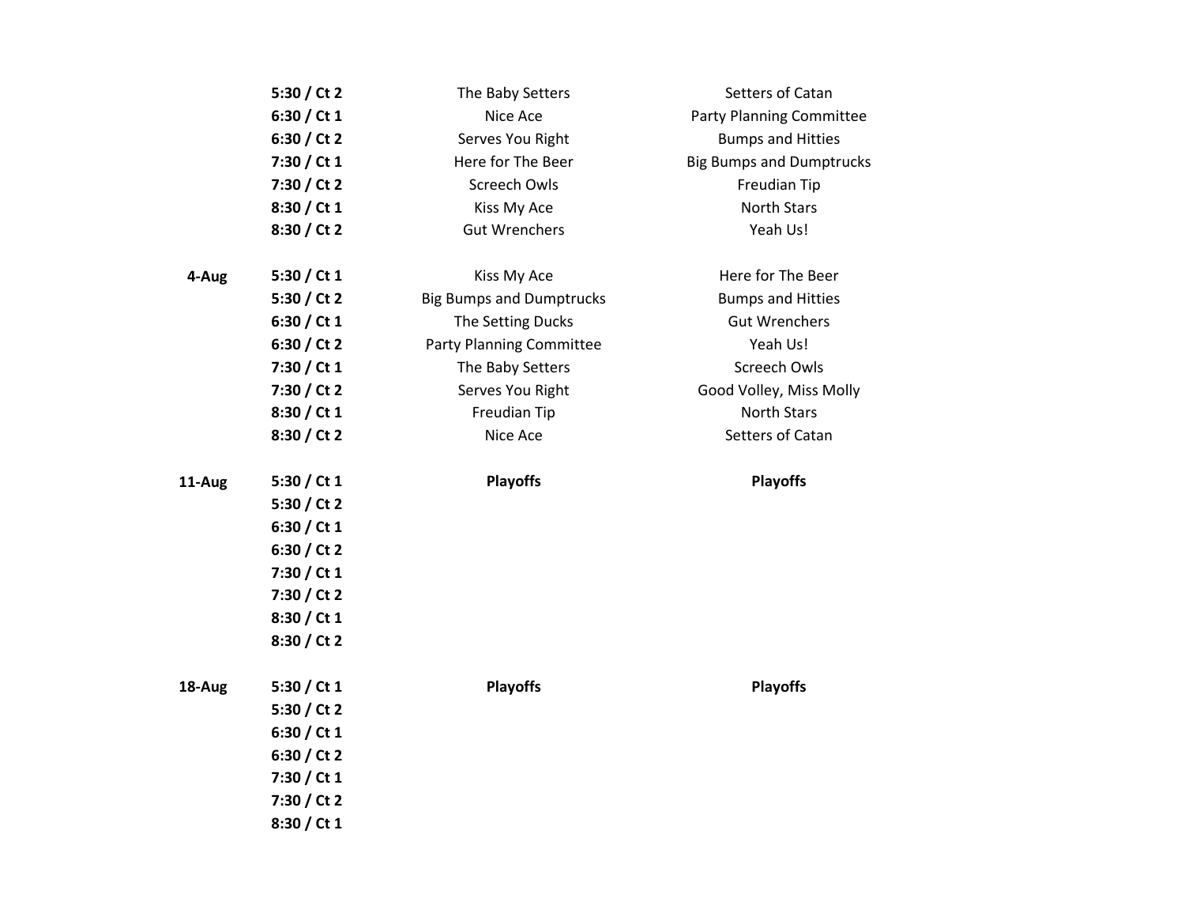| | | | |
|---|---|---|---|
| | **5:30 / Ct 2** | The Baby Setters | Setters of Catan |
| | **6:30 / Ct 1** | Nice Ace | Party Planning Committee |
| | **6:30 / Ct 2** | Serves You Right | Bumps and Hitties |
| | **7:30 / Ct 1** | Here for The Beer | Big Bumps and Dumptrucks |
| | **7:30 / Ct 2** | Screech Owls | Freudian Tip |
| | **8:30 / Ct 1** | Kiss My Ace | North Stars |
| | **8:30 / Ct 2** | Gut Wrenchers | Yeah Us! |
| | | | |
| **4-Aug** | **5:30 / Ct 1** | Kiss My Ace | Here for The Beer |
| | **5:30 / Ct 2** | Big Bumps and Dumptrucks | Bumps and Hitties |
| | **6:30 / Ct 1** | The Setting Ducks | Gut Wrenchers |
| | **6:30 / Ct 2** | Party Planning Committee | Yeah Us! |
| | **7:30 / Ct 1** | The Baby Setters | Screech Owls |
| | **7:30 / Ct 2** | Serves You Right | Good Volley, Miss Molly |
| | **8:30 / Ct 1** | Freudian Tip | North Stars |
| | **8:30 / Ct 2** | Nice Ace | Setters of Catan |
| | | | |
| **11-Aug** | **5:30 / Ct 1** | **Playoffs** | **Playoffs** |
| | **5:30 / Ct 2** | | |
| | **6:30 / Ct 1** | | |
| | **6:30 / Ct 2** | | |
| | **7:30 / Ct 1** | | |
| | **7:30 / Ct 2** | | |
| | **8:30 / Ct 1** | | |
| | **8:30 / Ct 2** | | |
| | | | |
| **18-Aug** | **5:30 / Ct 1** | **Playoffs** | **Playoffs** |
| | **5:30 / Ct 2** | | |
| | **6:30 / Ct 1** | | |
| | **6:30 / Ct 2** | | |
| | **7:30 / Ct 1** | | |
| | **7:30 / Ct 2** | | |
| | **8:30 / Ct 1** | | |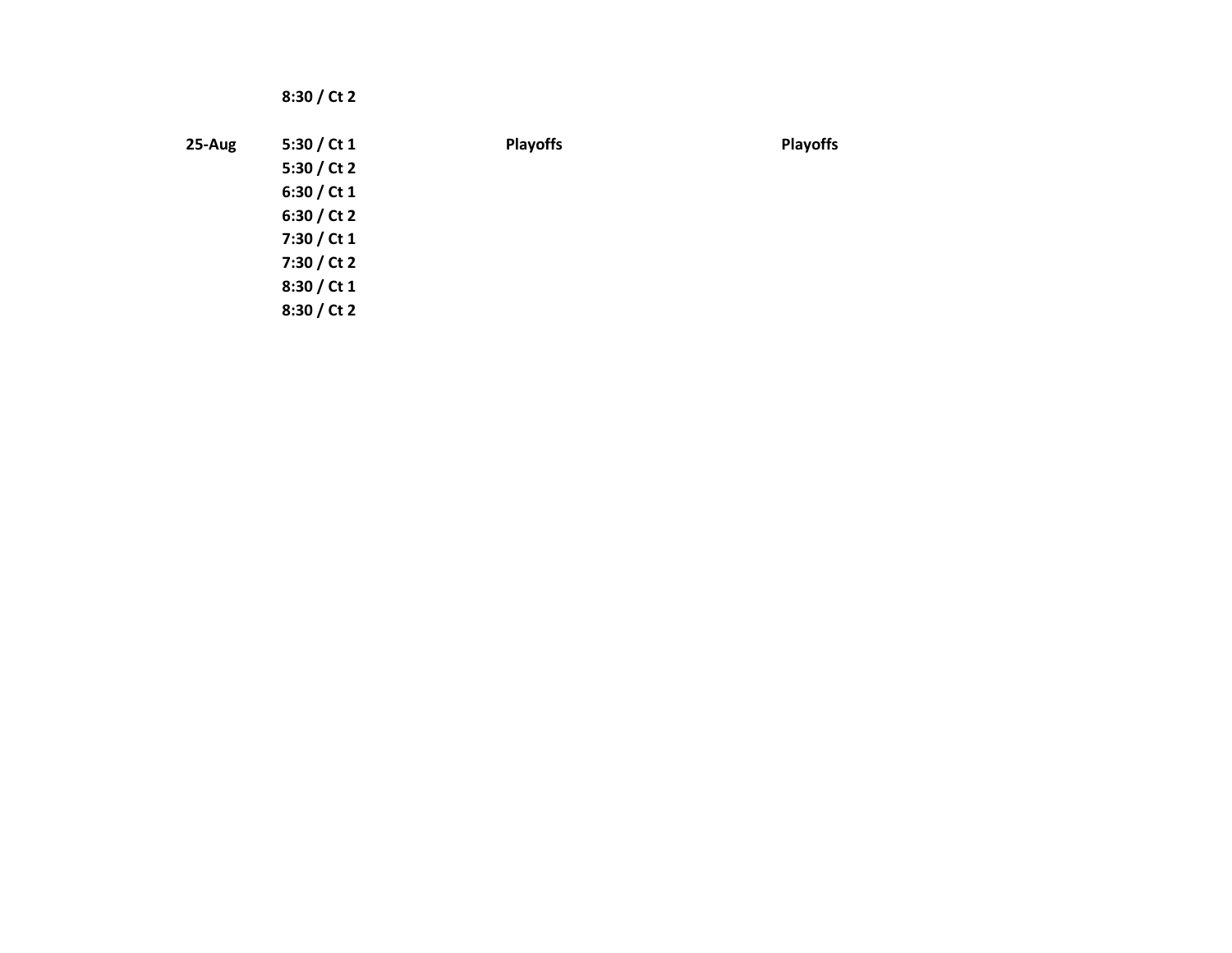| | | | |
|---|---|---|---|
| | 8:30 / Ct 2 | | |
| 25-Aug | 5:30 / Ct 1 | Playoffs | Playoffs |
| | 5:30 / Ct 2 | | |
| | 6:30 / Ct 1 | | |
| | 6:30 / Ct 2 | | |
| | 7:30 / Ct 1 | | |
| | 7:30 / Ct 2 | | |
| | 8:30 / Ct 1 | | |
| | 8:30 / Ct 2 | | |